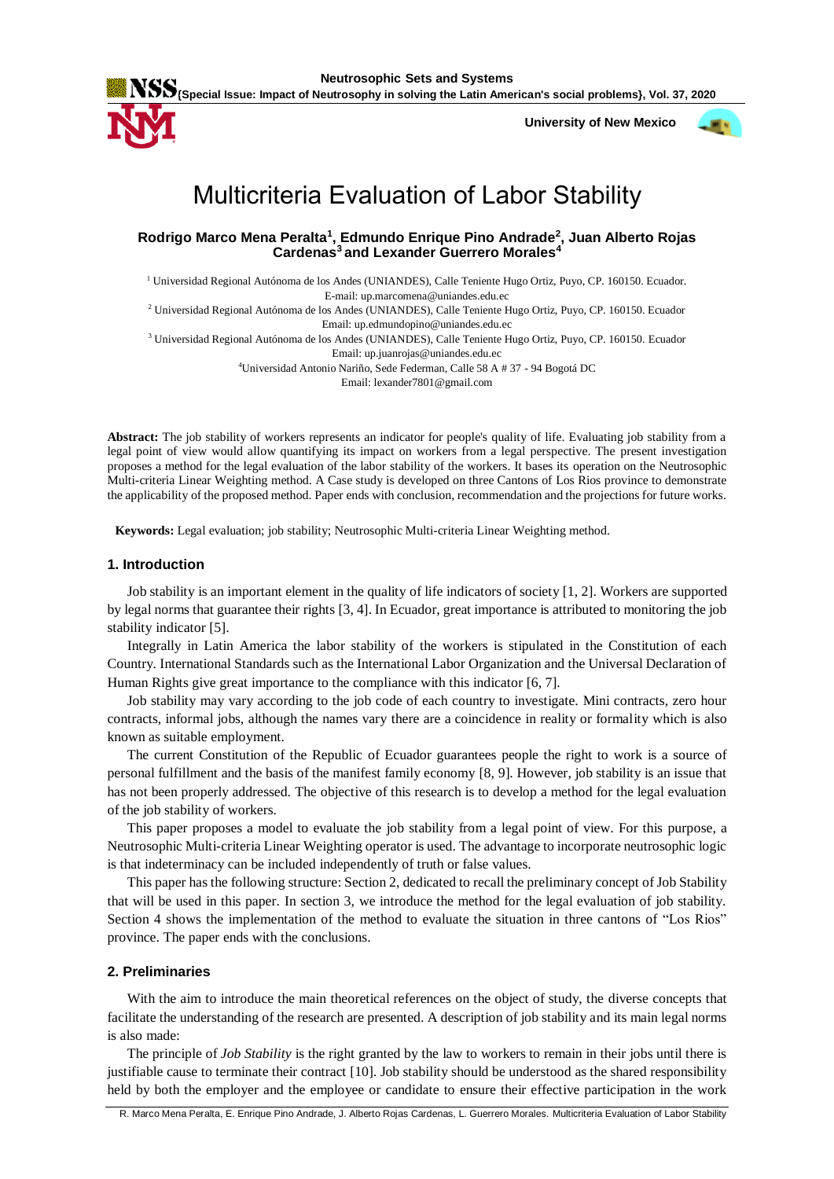# Multicriteria Evaluation of Labor Stability

**Rodrigo Marco Mena Peralta[1], Edmundo Enrique Pino Andrade[2], Juan Alberto Rojas Cardenas[3] and Lexander Guerrero Morales[4]**

[1] Universidad Regional Autónoma de los Andes (UNIANDES), Calle Teniente Hugo Ortiz, Puyo, CP. 160150. Ecuador. E-mail: up.marcomena@uniandes.edu.ec

[2] Universidad Regional Autónoma de los Andes (UNIANDES), Calle Teniente Hugo Ortiz, Puyo, CP. 160150. Ecuador Email: up.edmundopino@uniandes.edu.ec

[3] Universidad Regional Autónoma de los Andes (UNIANDES), Calle Teniente Hugo Ortiz, Puyo, CP. 160150. Ecuador Email: up.juanrojas@uniandes.edu.ec

[4]Universidad Antonio Nariño, Sede Federman, Calle 58 A # 37 - 94 Bogotá DC Email: lexander7801@gmail.com

**Abstract:** The job stability of workers represents an indicator for people's quality of life. Evaluating job stability from a legal point of view would allow quantifying its impact on workers from a legal perspective. The present investigation proposes a method for the legal evaluation of the labor stability of the workers. It bases its operation on the Neutrosophic Multi-criteria Linear Weighting method. A Case study is developed on three Cantons of Los Rios province to demonstrate the applicability of the proposed method. Paper ends with conclusion, recommendation and the projections for future works.

**Keywords:** Legal evaluation; job stability; Neutrosophic Multi-criteria Linear Weighting method.

## 1. Introduction

Job stability is an important element in the quality of life indicators of society [1, 2]. Workers are supported by legal norms that guarantee their rights [3, 4]. In Ecuador, great importance is attributed to monitoring the job stability indicator [5].

Integrally in Latin America the labor stability of the workers is stipulated in the Constitution of each Country. International Standards such as the International Labor Organization and the Universal Declaration of Human Rights give great importance to the compliance with this indicator [6, 7].

Job stability may vary according to the job code of each country to investigate. Mini contracts, zero hour contracts, informal jobs, although the names vary there are a coincidence in reality or formality which is also known as suitable employment.

The current Constitution of the Republic of Ecuador guarantees people the right to work is a source of personal fulfillment and the basis of the manifest family economy [8, 9]. However, job stability is an issue that has not been properly addressed. The objective of this research is to develop a method for the legal evaluation of the job stability of workers.

This paper proposes a model to evaluate the job stability from a legal point of view. For this purpose, a Neutrosophic Multi-criteria Linear Weighting operator is used. The advantage to incorporate neutrosophic logic is that indeterminacy can be included independently of truth or false values.

This paper has the following structure: Section 2, dedicated to recall the preliminary concept of Job Stability that will be used in this paper. In section 3, we introduce the method for the legal evaluation of job stability. Section 4 shows the implementation of the method to evaluate the situation in three cantons of "Los Rios" province. The paper ends with the conclusions.

## 2. Preliminaries

With the aim to introduce the main theoretical references on the object of study, the diverse concepts that facilitate the understanding of the research are presented. A description of job stability and its main legal norms is also made:

The principle of *Job Stability* is the right granted by the law to workers to remain in their jobs until there is justifiable cause to terminate their contract [10]. Job stability should be understood as the shared responsibility held by both the employer and the employee or candidate to ensure their effective participation in the work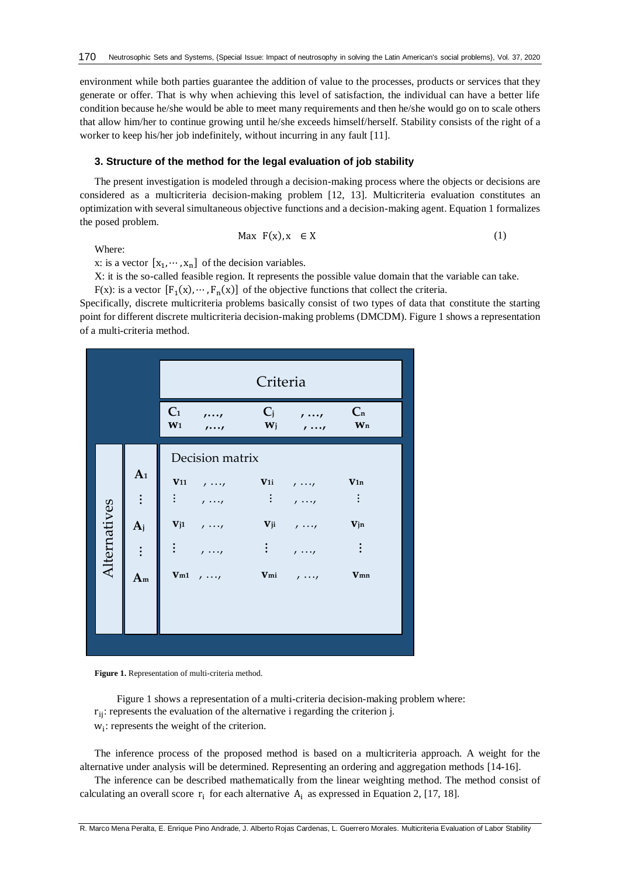environment while both parties guarantee the addition of value to the processes, products or services that they generate or offer. That is why when achieving this level of satisfaction, the individual can have a better life condition because he/she would be able to meet many requirements and then he/she would go on to scale others that allow him/her to continue growing until he/she exceeds himself/herself. Stability consists of the right of a worker to keep his/her job indefinitely, without incurring in any fault [11].

### 3. Structure of the method for the legal evaluation of job stability

The present investigation is modeled through a decision-making process where the objects or decisions are considered as a multicriteria decision-making problem [12, 13]. Multicriteria evaluation constitutes an optimization with several simultaneous objective functions and a decision-making agent. Equation 1 formalizes the posed problem.

$$\text{Max } F(x), x \in X \tag{1}$$

Where:

x: is a vector $[x_1, \cdots, x_n]$ of the decision variables.

X: it is the so-called feasible region. It represents the possible value domain that the variable can take.

F(x): is a vector $[F_1(x), \cdots, F_n(x)]$ of the objective functions that collect the criteria.

Specifically, discrete multicriteria problems basically consist of two types of data that constitute the starting point for different discrete multicriteria decision-making problems (DMCDM). Figure 1 shows a representation of a multi-criteria method.

| | | Criteria | | | | |
|---|---|---|---|---|---|---|
| | | $C_1$ $w_1$ | ,…, | $C_j$ $w_j$ | ,…, | $C_n$ $w_n$ |
| Alternatives | | Decision matrix | | | | |
| | $A_1$ | $v_{11}$ | ,…, | $v_{1i}$ | ,…, | $v_{1n}$ |
| | ⋮ | ⋮ | ,…, | ⋮ | ,…, | ⋮ |
| | $A_j$ | $v_{j1}$ | ,…, | $v_{ji}$ | ,…, | $v_{jn}$ |
| | ⋮ | ⋮ | ,…, | ⋮ | ,…, | ⋮ |
| | $A_m$ | $v_{m1}$ | ,…, | $v_{mi}$ | ,…, | $v_{mn}$ |

**Figure 1.** Representation of multi-criteria method.

Figure 1 shows a representation of a multi-criteria decision-making problem where:

$r_{ij}$: represents the evaluation of the alternative i regarding the criterion j.

$w_i$: represents the weight of the criterion.

The inference process of the proposed method is based on a multicriteria approach. A weight for the alternative under analysis will be determined. Representing an ordering and aggregation methods [14-16].

The inference can be described mathematically from the linear weighting method. The method consist of calculating an overall score $r_i$ for each alternative $A_i$ as expressed in Equation 2, [17, 18].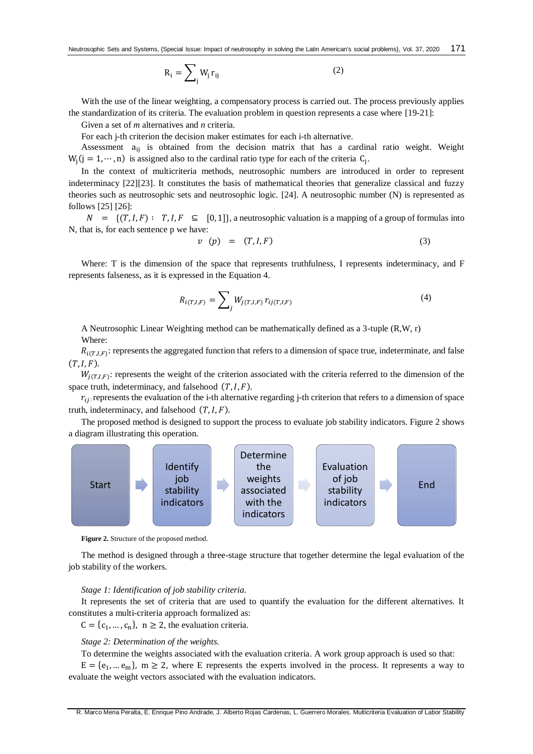$$R_i = \sum_j W_j r_{ij} \tag{2}$$

With the use of the linear weighting, a compensatory process is carried out. The process previously applies the standardization of its criteria. The evaluation problem in question represents a case where [19-21]:

Given a set of *m* alternatives and *n* criteria.

For each j-th criterion the decision maker estimates for each i-th alternative.

Assessment $a_{ij}$ is obtained from the decision matrix that has a cardinal ratio weight. Weight $W_j (j = 1, \cdots, n)$ is assigned also to the cardinal ratio type for each of the criteria $C_j$.

In the context of multicriteria methods, neutrosophic numbers are introduced in order to represent indeterminacy [22][23]. It constitutes the basis of mathematical theories that generalize classical and fuzzy theories such as neutrosophic sets and neutrosophic logic. [24]. A neutrosophic number (N) is represented as follows [25] [26]:

$N = \{(T, I, F) : T, I, F \subseteq [0, 1]\}$, a neutrosophic valuation is a mapping of a group of formulas into N, that is, for each sentence p we have:

$$v\ (p) = (T, I, F) \tag{3}$$

Where: T is the dimension of the space that represents truthfulness, I represents indeterminacy, and F represents falseness, as it is expressed in the Equation 4.

$$R_{i(T,I,F)} = \sum_j W_{j(T,I,F)}\, r_{ij(T,I,F)} \tag{4}$$

A Neutrosophic Linear Weighting method can be mathematically defined as a 3-tuple (R,W, r)

Where:

$R_{i(T,I,F)}$: represents the aggregated function that refers to a dimension of space true, indeterminate, and false $(T, I, F)$.

$W_{j(T,I,F)}$: represents the weight of the criterion associated with the criteria referred to the dimension of the space truth, indeterminacy, and falsehood $(T, I, F)$.

$r_{ij}$: represents the evaluation of the i-th alternative regarding j-th criterion that refers to a dimension of space truth, indeterminacy, and falsehood $(T, I, F)$.

The proposed method is designed to support the process to evaluate job stability indicators. Figure 2 shows a diagram illustrating this operation.

Start → Identify job stability indicators → Determine the weights associated with the indicators → Evaluation of job stability indicators → End

**Figure 2.** Structure of the proposed method.

The method is designed through a three-stage structure that together determine the legal evaluation of the job stability of the workers.

*Stage 1: Identification of job stability criteria.*

It represents the set of criteria that are used to quantify the evaluation for the different alternatives. It constitutes a multi-criteria approach formalized as:

$C = \{c_1, \ldots, c_n\},\ n \geq 2$, the evaluation criteria.

*Stage 2: Determination of the weights.*

To determine the weights associated with the evaluation criteria. A work group approach is used so that:

$E = \{e_1, \ldots e_m\},\ m \geq 2$, where E represents the experts involved in the process. It represents a way to evaluate the weight vectors associated with the evaluation indicators.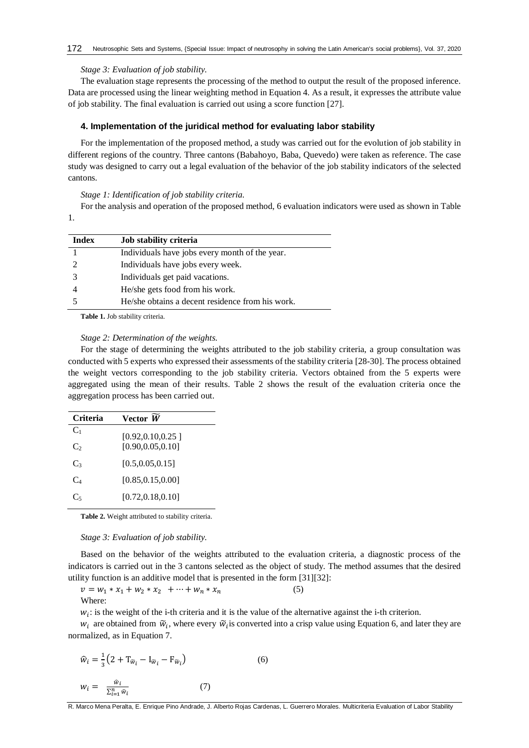*Stage 3: Evaluation of job stability.*

The evaluation stage represents the processing of the method to output the result of the proposed inference. Data are processed using the linear weighting method in Equation 4. As a result, it expresses the attribute value of job stability. The final evaluation is carried out using a score function [27].

#### 4. Implementation of the juridical method for evaluating labor stability

For the implementation of the proposed method, a study was carried out for the evolution of job stability in different regions of the country. Three cantons (Babahoyo, Baba, Quevedo) were taken as reference. The case study was designed to carry out a legal evaluation of the behavior of the job stability indicators of the selected cantons.

*Stage 1: Identification of job stability criteria.*

For the analysis and operation of the proposed method, 6 evaluation indicators were used as shown in Table 1.

| Index | Job stability criteria |
|---|---|
| 1 | Individuals have jobs every month of the year. |
| 2 | Individuals have jobs every week. |
| 3 | Individuals get paid vacations. |
| 4 | He/she gets food from his work. |
| 5 | He/she obtains a decent residence from his work. |

**Table 1.** Job stability criteria.

*Stage 2: Determination of the weights.*

For the stage of determining the weights attributed to the job stability criteria, a group consultation was conducted with 5 experts who expressed their assessments of the stability criteria [28-30]. The process obtained the weight vectors corresponding to the job stability criteria. Vectors obtained from the 5 experts were aggregated using the mean of their results. Table 2 shows the result of the evaluation criteria once the aggregation process has been carried out.

| Criteria | Vector $\widetilde{W}$ |
|---|---|
| $C_1$ | [0.92,0.10,0.25 ] |
| $C_2$ | [0.90,0.05,0.10] |
| $C_3$ | [0.5,0.05,0.15] |
| $C_4$ | [0.85,0.15,0.00] |
| $C_5$ | [0.72,0.18,0.10] |

**Table 2.** Weight attributed to stability criteria.

*Stage 3: Evaluation of job stability.*

Based on the behavior of the weights attributed to the evaluation criteria, a diagnostic process of the indicators is carried out in the 3 cantons selected as the object of study. The method assumes that the desired utility function is an additive model that is presented in the form [31][32]:

$$v = w_1 * x_1 + w_2 * x_2 + \cdots + w_n * x_n \qquad (5)$$

Where:

$w_i$: is the weight of the i-th criteria and it is the value of the alternative against the i-th criterion.

$w_i$ are obtained from $\widetilde{w}_i$, where every $\widetilde{w}_i$ is converted into a crisp value using Equation 6, and later they are normalized, as in Equation 7.

$$\widehat{w}_i = \frac{1}{3}\left(2 + T_{\widetilde{w}_i} - I_{\widetilde{w}_i} - F_{\widetilde{w}_i}\right) \qquad (6)$$

$$w_i = \frac{\widehat{w}_i}{\sum_{i=1}^{n} \widehat{w}_i} \qquad (7)$$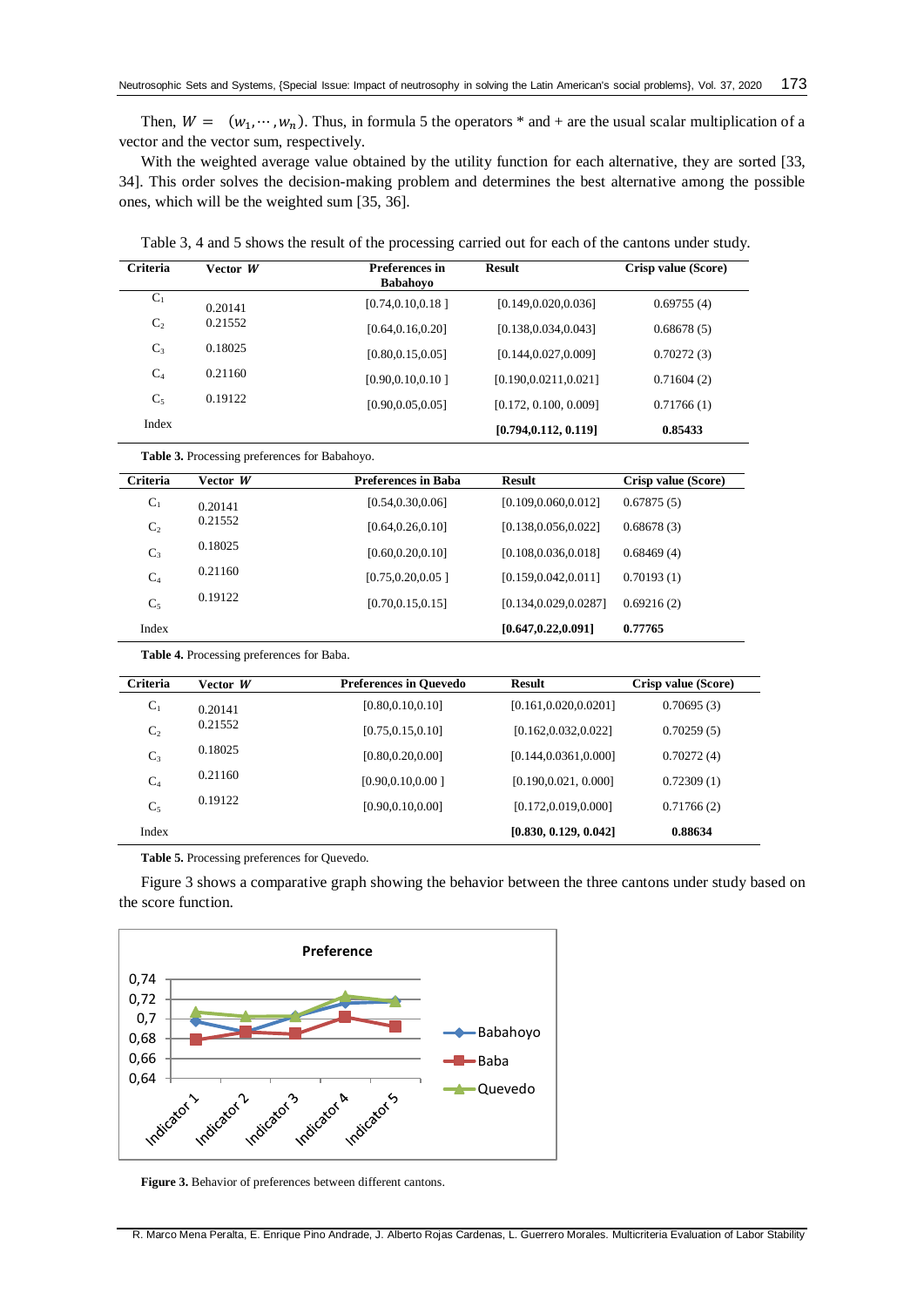Then, $W = (w_1, \cdots, w_n)$. Thus, in formula 5 the operators * and + are the usual scalar multiplication of a vector and the vector sum, respectively.

With the weighted average value obtained by the utility function for each alternative, they are sorted [33, 34]. This order solves the decision-making problem and determines the best alternative among the possible ones, which will be the weighted sum [35, 36].

Table 3, 4 and 5 shows the result of the processing carried out for each of the cantons under study.

| Criteria | Vector $W$ | Preferences in Babahoyo | Result | Crisp value (Score) |
|---|---|---|---|---|
| $C_1$ | 0.20141 | [0.74,0.10,0.18 ] | [0.149,0.020,0.036] | 0.69755 (4) |
| $C_2$ | 0.21552 | [0.64,0.16,0.20] | [0.138,0.034,0.043] | 0.68678 (5) |
| $C_3$ | 0.18025 | [0.80,0.15,0.05] | [0.144,0.027,0.009] | 0.70272 (3) |
| $C_4$ | 0.21160 | [0.90,0.10,0.10 ] | [0.190,0.0211,0.021] | 0.71604 (2) |
| $C_5$ | 0.19122 | [0.90,0.05,0.05] | [0.172, 0.100, 0.009] | 0.71766 (1) |
| Index | | | **[0.794,0.112, 0.119]** | **0.85433** |

**Table 3.** Processing preferences for Babahoyo.

| Criteria | Vector $W$ | Preferences in Baba | Result | Crisp value (Score) |
|---|---|---|---|---|
| $C_1$ | 0.20141 | [0.54,0.30,0.06] | [0.109,0.060,0.012] | 0.67875 (5) |
| $C_2$ | 0.21552 | [0.64,0.26,0.10] | [0.138,0.056,0.022] | 0.68678 (3) |
| $C_3$ | 0.18025 | [0.60,0.20,0.10] | [0.108,0.036,0.018] | 0.68469 (4) |
| $C_4$ | 0.21160 | [0.75,0.20,0.05 ] | [0.159,0.042,0.011] | 0.70193 (1) |
| $C_5$ | 0.19122 | [0.70,0.15,0.15] | [0.134,0.029,0.0287] | 0.69216 (2) |
| Index | | | **[0.647,0.22,0.091]** | **0.77765** |

**Table 4.** Processing preferences for Baba.

| Criteria | Vector $W$ | Preferences in Quevedo | Result | Crisp value (Score) |
|---|---|---|---|---|
| $C_1$ | 0.20141 | [0.80,0.10,0.10] | [0.161,0.020,0.0201] | 0.70695 (3) |
| $C_2$ | 0.21552 | [0.75,0.15,0.10] | [0.162,0.032,0.022] | 0.70259 (5) |
| $C_3$ | 0.18025 | [0.80,0.20,0.00] | [0.144,0.0361,0.000] | 0.70272 (4) |
| $C_4$ | 0.21160 | [0.90,0.10,0.00 ] | [0.190,0.021, 0.000] | 0.72309 (1) |
| $C_5$ | 0.19122 | [0.90,0.10,0.00] | [0.172,0.019,0.000] | 0.71766 (2) |
| Index | | | **[0.830, 0.129, 0.042]** | **0.88634** |

**Table 5.** Processing preferences for Quevedo.

Figure 3 shows a comparative graph showing the behavior between the three cantons under study based on the score function.

**Figure 3.** Behavior of preferences between different cantons.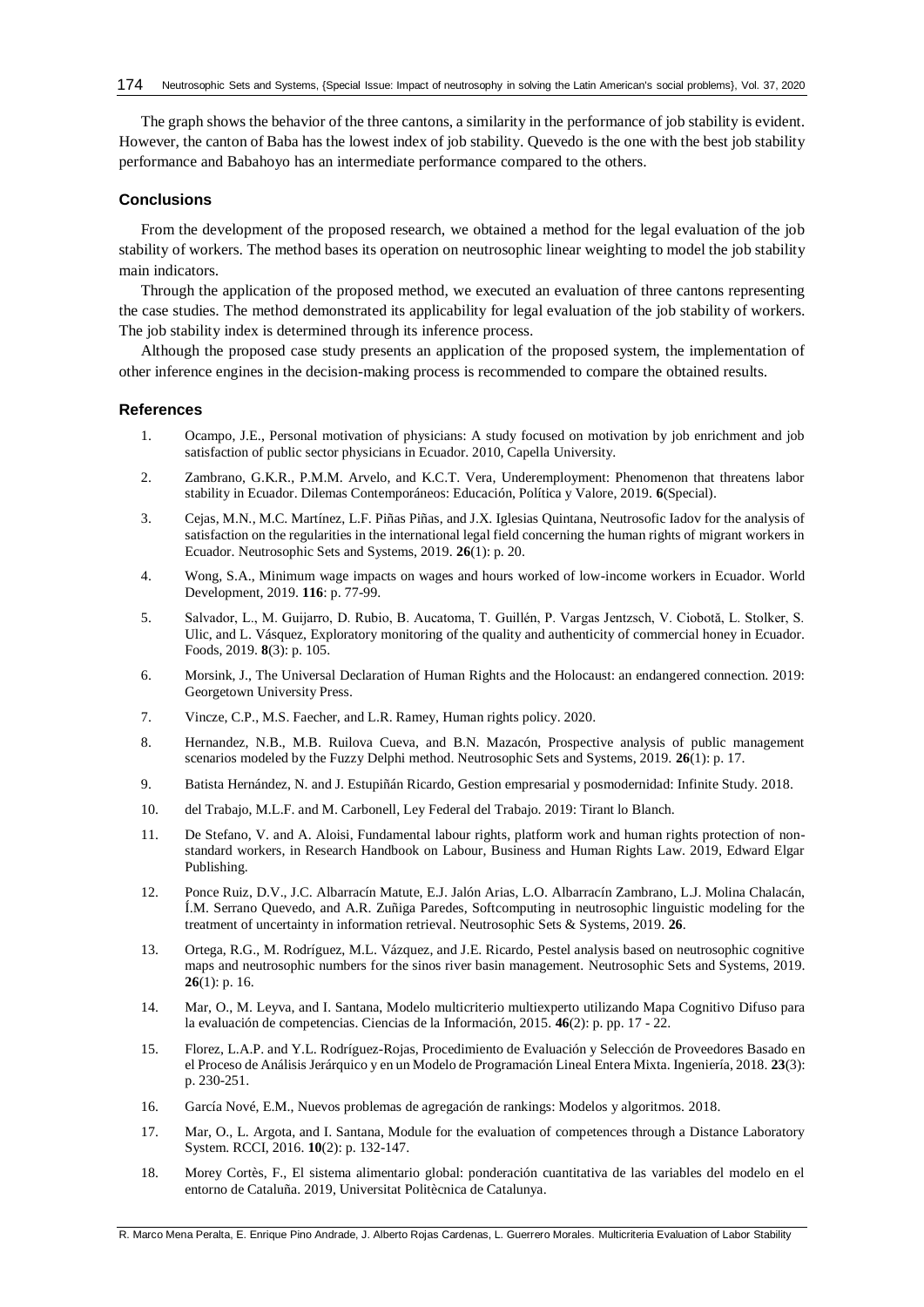The graph shows the behavior of the three cantons, a similarity in the performance of job stability is evident. However, the canton of Baba has the lowest index of job stability. Quevedo is the one with the best job stability performance and Babahoyo has an intermediate performance compared to the others.

## Conclusions

From the development of the proposed research, we obtained a method for the legal evaluation of the job stability of workers. The method bases its operation on neutrosophic linear weighting to model the job stability main indicators.

Through the application of the proposed method, we executed an evaluation of three cantons representing the case studies. The method demonstrated its applicability for legal evaluation of the job stability of workers. The job stability index is determined through its inference process.

Although the proposed case study presents an application of the proposed system, the implementation of other inference engines in the decision-making process is recommended to compare the obtained results.

## References

1. Ocampo, J.E., Personal motivation of physicians: A study focused on motivation by job enrichment and job satisfaction of public sector physicians in Ecuador. 2010, Capella University.
2. Zambrano, G.K.R., P.M.M. Arvelo, and K.C.T. Vera, Underemployment: Phenomenon that threatens labor stability in Ecuador. Dilemas Contemporáneos: Educación, Política y Valore, 2019. **6**(Special).
3. Cejas, M.N., M.C. Martínez, L.F. Piñas Piñas, and J.X. Iglesias Quintana, Neutrosofic Iadov for the analysis of satisfaction on the regularities in the international legal field concerning the human rights of migrant workers in Ecuador. Neutrosophic Sets and Systems, 2019. **26**(1): p. 20.
4. Wong, S.A., Minimum wage impacts on wages and hours worked of low-income workers in Ecuador. World Development, 2019. **116**: p. 77-99.
5. Salvador, L., M. Guijarro, D. Rubio, B. Aucatoma, T. Guillén, P. Vargas Jentzsch, V. Ciobotă, L. Stolker, S. Ulic, and L. Vásquez, Exploratory monitoring of the quality and authenticity of commercial honey in Ecuador. Foods, 2019. **8**(3): p. 105.
6. Morsink, J., The Universal Declaration of Human Rights and the Holocaust: an endangered connection. 2019: Georgetown University Press.
7. Vincze, C.P., M.S. Faecher, and L.R. Ramey, Human rights policy. 2020.
8. Hernandez, N.B., M.B. Ruilova Cueva, and B.N. Mazacón, Prospective analysis of public management scenarios modeled by the Fuzzy Delphi method. Neutrosophic Sets and Systems, 2019. **26**(1): p. 17.
9. Batista Hernández, N. and J. Estupiñán Ricardo, Gestion empresarial y posmodernidad: Infinite Study. 2018.
10. del Trabajo, M.L.F. and M. Carbonell, Ley Federal del Trabajo. 2019: Tirant lo Blanch.
11. De Stefano, V. and A. Aloisi, Fundamental labour rights, platform work and human rights protection of non-standard workers, in Research Handbook on Labour, Business and Human Rights Law. 2019, Edward Elgar Publishing.
12. Ponce Ruiz, D.V., J.C. Albarracín Matute, E.J. Jalón Arias, L.O. Albarracín Zambrano, L.J. Molina Chalacán, Í.M. Serrano Quevedo, and A.R. Zuñiga Paredes, Softcomputing in neutrosophic linguistic modeling for the treatment of uncertainty in information retrieval. Neutrosophic Sets & Systems, 2019. **26**.
13. Ortega, R.G., M. Rodríguez, M.L. Vázquez, and J.E. Ricardo, Pestel analysis based on neutrosophic cognitive maps and neutrosophic numbers for the sinos river basin management. Neutrosophic Sets and Systems, 2019. **26**(1): p. 16.
14. Mar, O., M. Leyva, and I. Santana, Modelo multicriterio multiexperto utilizando Mapa Cognitivo Difuso para la evaluación de competencias. Ciencias de la Información, 2015. **46**(2): p. pp. 17 - 22.
15. Florez, L.A.P. and Y.L. Rodríguez-Rojas, Procedimiento de Evaluación y Selección de Proveedores Basado en el Proceso de Análisis Jerárquico y en un Modelo de Programación Lineal Entera Mixta. Ingeniería, 2018. **23**(3): p. 230-251.
16. García Nové, E.M., Nuevos problemas de agregación de rankings: Modelos y algoritmos. 2018.
17. Mar, O., L. Argota, and I. Santana, Module for the evaluation of competences through a Distance Laboratory System. RCCI, 2016. **10**(2): p. 132-147.
18. Morey Cortès, F., El sistema alimentario global: ponderación cuantitativa de las variables del modelo en el entorno de Cataluña. 2019, Universitat Politècnica de Catalunya.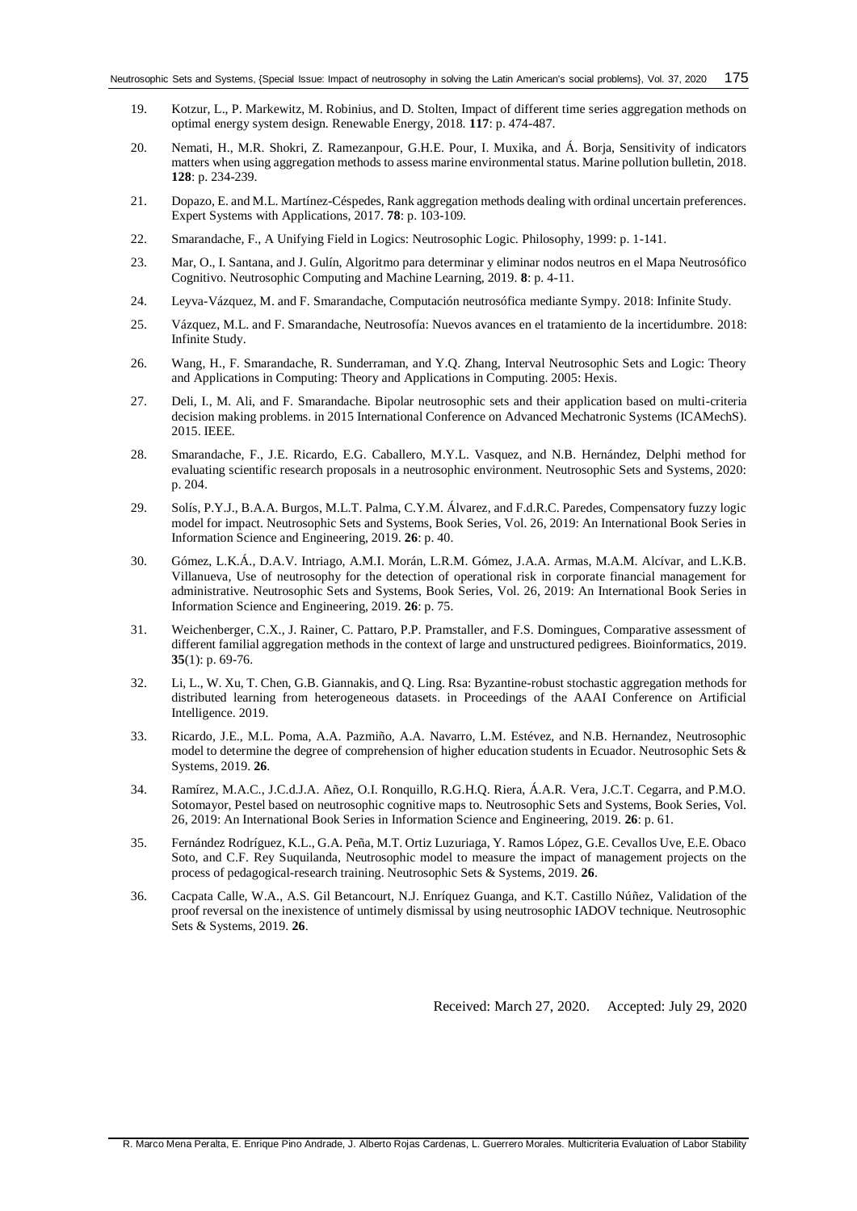19. Kotzur, L., P. Markewitz, M. Robinius, and D. Stolten, Impact of different time series aggregation methods on optimal energy system design. Renewable Energy, 2018. **117**: p. 474-487.

20. Nemati, H., M.R. Shokri, Z. Ramezanpour, G.H.E. Pour, I. Muxika, and Á. Borja, Sensitivity of indicators matters when using aggregation methods to assess marine environmental status. Marine pollution bulletin, 2018. **128**: p. 234-239.

21. Dopazo, E. and M.L. Martínez-Céspedes, Rank aggregation methods dealing with ordinal uncertain preferences. Expert Systems with Applications, 2017. **78**: p. 103-109.

22. Smarandache, F., A Unifying Field in Logics: Neutrosophic Logic. Philosophy, 1999: p. 1-141.

23. Mar, O., I. Santana, and J. Gulín, Algoritmo para determinar y eliminar nodos neutros en el Mapa Neutrosófico Cognitivo. Neutrosophic Computing and Machine Learning, 2019. **8**: p. 4-11.

24. Leyva-Vázquez, M. and F. Smarandache, Computación neutrosófica mediante Sympy. 2018: Infinite Study.

25. Vázquez, M.L. and F. Smarandache, Neutrosofía: Nuevos avances en el tratamiento de la incertidumbre. 2018: Infinite Study.

26. Wang, H., F. Smarandache, R. Sunderraman, and Y.Q. Zhang, Interval Neutrosophic Sets and Logic: Theory and Applications in Computing: Theory and Applications in Computing. 2005: Hexis.

27. Deli, I., M. Ali, and F. Smarandache. Bipolar neutrosophic sets and their application based on multi-criteria decision making problems. in 2015 International Conference on Advanced Mechatronic Systems (ICAMechS). 2015. IEEE.

28. Smarandache, F., J.E. Ricardo, E.G. Caballero, M.Y.L. Vasquez, and N.B. Hernández, Delphi method for evaluating scientific research proposals in a neutrosophic environment. Neutrosophic Sets and Systems, 2020: p. 204.

29. Solís, P.Y.J., B.A.A. Burgos, M.L.T. Palma, C.Y.M. Álvarez, and F.d.R.C. Paredes, Compensatory fuzzy logic model for impact. Neutrosophic Sets and Systems, Book Series, Vol. 26, 2019: An International Book Series in Information Science and Engineering, 2019. **26**: p. 40.

30. Gómez, L.K.Á., D.A.V. Intriago, A.M.I. Morán, L.R.M. Gómez, J.A.A. Armas, M.A.M. Alcívar, and L.K.B. Villanueva, Use of neutrosophy for the detection of operational risk in corporate financial management for administrative. Neutrosophic Sets and Systems, Book Series, Vol. 26, 2019: An International Book Series in Information Science and Engineering, 2019. **26**: p. 75.

31. Weichenberger, C.X., J. Rainer, C. Pattaro, P.P. Pramstaller, and F.S. Domingues, Comparative assessment of different familial aggregation methods in the context of large and unstructured pedigrees. Bioinformatics, 2019. **35**(1): p. 69-76.

32. Li, L., W. Xu, T. Chen, G.B. Giannakis, and Q. Ling. Rsa: Byzantine-robust stochastic aggregation methods for distributed learning from heterogeneous datasets. in Proceedings of the AAAI Conference on Artificial Intelligence. 2019.

33. Ricardo, J.E., M.L. Poma, A.A. Pazmiño, A.A. Navarro, L.M. Estévez, and N.B. Hernandez, Neutrosophic model to determine the degree of comprehension of higher education students in Ecuador. Neutrosophic Sets & Systems, 2019. **26**.

34. Ramírez, M.A.C., J.C.d.J.A. Añez, O.I. Ronquillo, R.G.H.Q. Riera, Á.A.R. Vera, J.C.T. Cegarra, and P.M.O. Sotomayor, Pestel based on neutrosophic cognitive maps to. Neutrosophic Sets and Systems, Book Series, Vol. 26, 2019: An International Book Series in Information Science and Engineering, 2019. **26**: p. 61.

35. Fernández Rodríguez, K.L., G.A. Peña, M.T. Ortiz Luzuriaga, Y. Ramos López, G.E. Cevallos Uve, E.E. Obaco Soto, and C.F. Rey Suquilanda, Neutrosophic model to measure the impact of management projects on the process of pedagogical-research training. Neutrosophic Sets & Systems, 2019. **26**.

36. Cacpata Calle, W.A., A.S. Gil Betancourt, N.J. Enríquez Guanga, and K.T. Castillo Núñez, Validation of the proof reversal on the inexistence of untimely dismissal by using neutrosophic IADOV technique. Neutrosophic Sets & Systems, 2019. **26**.

Received: March 27, 2020. Accepted: July 29, 2020